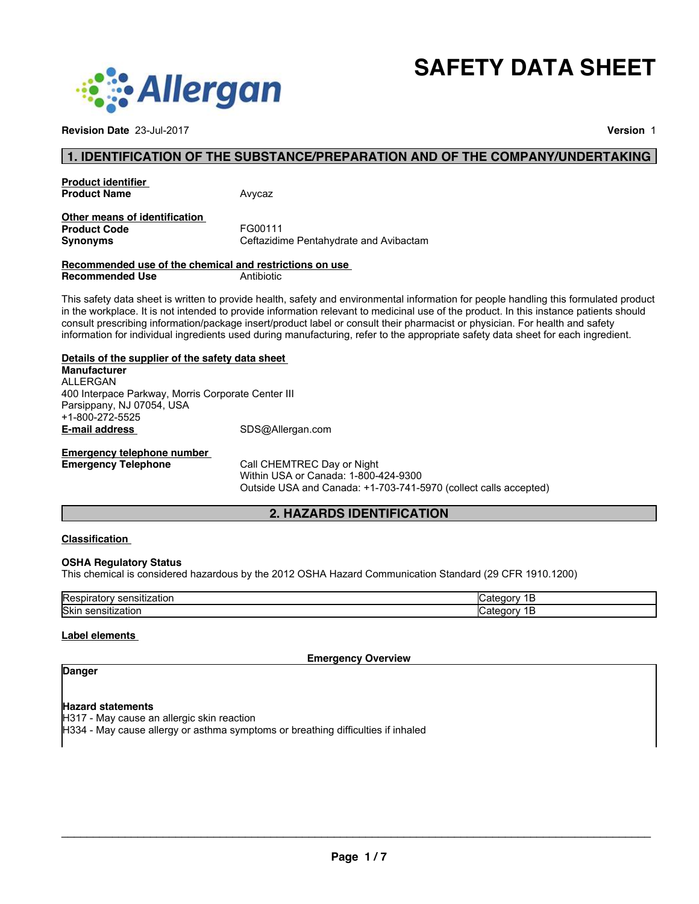# SAFETY DATA SHEET

**Revision Date** 23-Jul-2017 **Version** 1

## 1. IDENTIFICATION OF THE SUBSTANCE/PREPARATION AND OF THE COMPANY/UNDERTAKING

**Product identifier**

**Product Name** Avycaz

**Other means of identification**

**Product Code** FG00111

**Synonyms** Ceftazidime Pentahydrate and Avibactam

**Recommended use of the chemical and restrictions on use**

**Recommended Use** Antibiotic

This safety data sheet is written to provide health, safety and environmental information for people handling this formulated product in the workplace. It is not intended to provide information relevant to medicinal use of the product. In this instance patients should consult prescribing information/package insert/product label or consult their pharmacist or physician. For health and safety information for individual ingredients used during manufacturing, refer to the appropriate safety data sheet for each ingredient.

**Details of the supplier of the safety data sheet**

**Manufacturer**
ALLERGAN
400 Interpace Parkway, Morris Corporate Center III
Parsippany, NJ 07054, USA
+1-800-272-5525

**E-mail address** SDS@Allergan.com

**Emergency telephone number**

**Emergency Telephone** Call CHEMTREC Day or Night
Within USA or Canada: 1-800-424-9300
Outside USA and Canada: +1-703-741-5970 (collect calls accepted)

## 2. HAZARDS IDENTIFICATION

**Classification**

**OSHA Regulatory Status**
This chemical is considered hazardous by the 2012 OSHA Hazard Communication Standard (29 CFR 1910.1200)

| | |
|---|---|
| Respiratory sensitization | Category 1B |
| Skin sensitization | Category 1B |

**Label elements**

**Emergency Overview**

**Danger**

**Hazard statements**
H317 - May cause an allergic skin reaction
H334 - May cause allergy or asthma symptoms or breathing difficulties if inhaled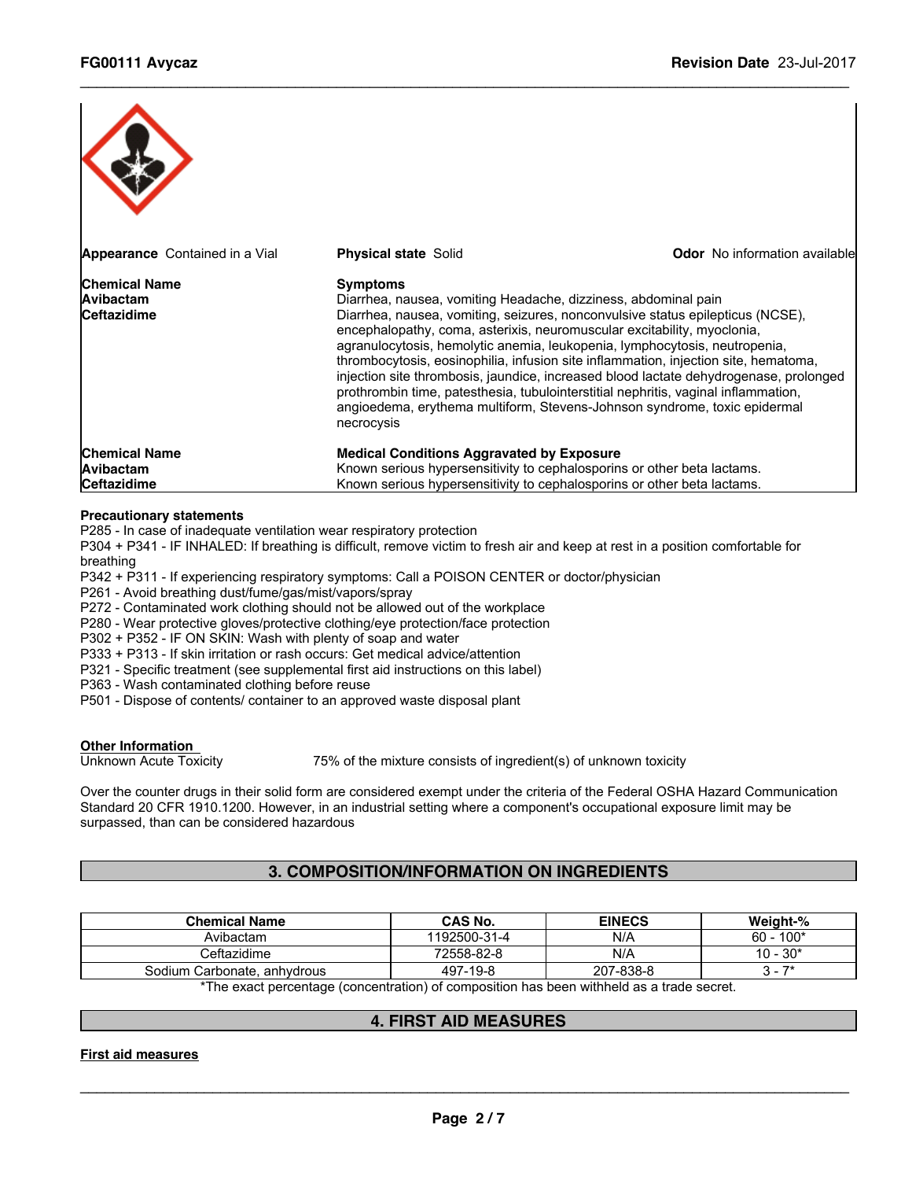| Appearance Contained in a Vial | Physical state Solid | Odor No information available |
|---|---|---|

| Chemical Name | Symptoms |
|---|---|
| Avibactam | Diarrhea, nausea, vomiting Headache, dizziness, abdominal pain |
| Ceftazidime | Diarrhea, nausea, vomiting, seizures, nonconvulsive status epilepticus (NCSE), encephalopathy, coma, asterixis, neuromuscular excitability, myoclonia, agranulocytosis, hemolytic anemia, leukopenia, lymphocytosis, neutropenia, thrombocytosis, eosinophilia, infusion site inflammation, injection site, hematoma, injection site thrombosis, jaundice, increased blood lactate dehydrogenase, prolonged prothrombin time, patesthesia, tubulointerstitial nephritis, vaginal inflammation, angioedema, erythema multiform, Stevens-Johnson syndrome, toxic epidermal necrocysis |

| Chemical Name | Medical Conditions Aggravated by Exposure |
|---|---|
| Avibactam | Known serious hypersensitivity to cephalosporins or other beta lactams. |
| Ceftazidime | Known serious hypersensitivity to cephalosporins or other beta lactams. |

**Precautionary statements**

P285 - In case of inadequate ventilation wear respiratory protection
P304 + P341 - IF INHALED: If breathing is difficult, remove victim to fresh air and keep at rest in a position comfortable for breathing
P342 + P311 - If experiencing respiratory symptoms: Call a POISON CENTER or doctor/physician
P261 - Avoid breathing dust/fume/gas/mist/vapors/spray
P272 - Contaminated work clothing should not be allowed out of the workplace
P280 - Wear protective gloves/protective clothing/eye protection/face protection
P302 + P352 - IF ON SKIN: Wash with plenty of soap and water
P333 + P313 - If skin irritation or rash occurs: Get medical advice/attention
P321 - Specific treatment (see supplemental first aid instructions on this label)
P363 - Wash contaminated clothing before reuse
P501 - Dispose of contents/ container to an approved waste disposal plant

**Other Information**

Unknown Acute Toxicity    75% of the mixture consists of ingredient(s) of unknown toxicity

Over the counter drugs in their solid form are considered exempt under the criteria of the Federal OSHA Hazard Communication Standard 20 CFR 1910.1200. However, in an industrial setting where a component's occupational exposure limit may be surpassed, than can be considered hazardous

## 3. COMPOSITION/INFORMATION ON INGREDIENTS

| Chemical Name | CAS No. | EINECS | Weight-% |
|---|---|---|---|
| Avibactam | 1192500-31-4 | N/A | 60 - 100* |
| Ceftazidime | 72558-82-8 | N/A | 10 - 30* |
| Sodium Carbonate, anhydrous | 497-19-8 | 207-838-8 | 3 - 7* |

*The exact percentage (concentration) of composition has been withheld as a trade secret.

## 4. FIRST AID MEASURES

**First aid measures**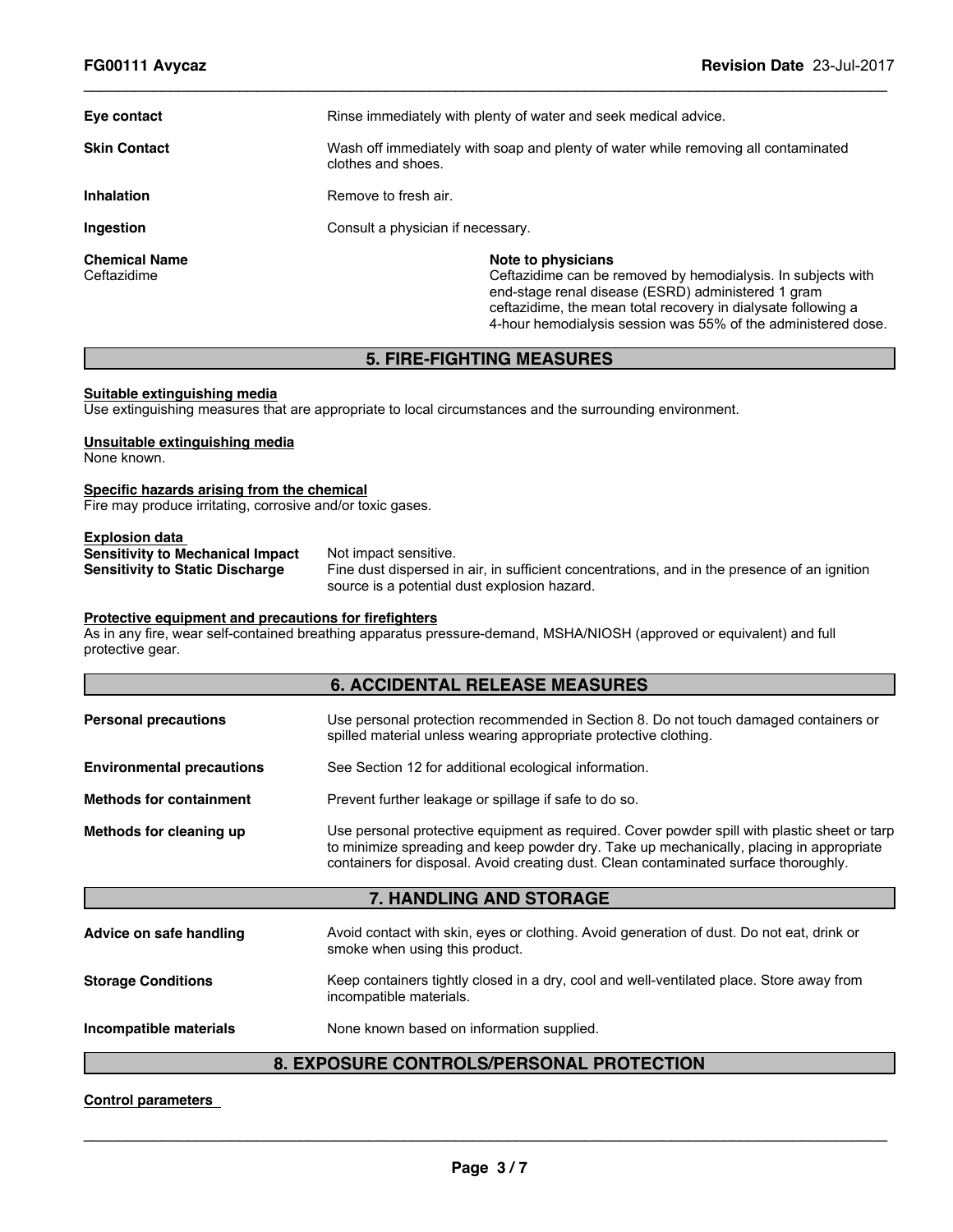| | |
|---|---|
| **Eye contact** | Rinse immediately with plenty of water and seek medical advice. |
| **Skin Contact** | Wash off immediately with soap and plenty of water while removing all contaminated clothes and shoes. |
| **Inhalation** | Remove to fresh air. |
| **Ingestion** | Consult a physician if necessary. |

| **Chemical Name** | **Note to physicians** |
|---|---|
| Ceftazidime | Ceftazidime can be removed by hemodialysis. In subjects with end-stage renal disease (ESRD) administered 1 gram ceftazidime, the mean total recovery in dialysate following a 4-hour hemodialysis session was 55% of the administered dose. |

## 5. FIRE-FIGHTING MEASURES

**Suitable extinguishing media**
Use extinguishing measures that are appropriate to local circumstances and the surrounding environment.

**Unsuitable extinguishing media**
None known.

**Specific hazards arising from the chemical**
Fire may produce irritating, corrosive and/or toxic gases.

**Explosion data**

| | |
|---|---|
| **Sensitivity to Mechanical Impact** | Not impact sensitive. |
| **Sensitivity to Static Discharge** | Fine dust dispersed in air, in sufficient concentrations, and in the presence of an ignition source is a potential dust explosion hazard. |

**Protective equipment and precautions for firefighters**
As in any fire, wear self-contained breathing apparatus pressure-demand, MSHA/NIOSH (approved or equivalent) and full protective gear.

## 6. ACCIDENTAL RELEASE MEASURES

| | |
|---|---|
| **Personal precautions** | Use personal protection recommended in Section 8. Do not touch damaged containers or spilled material unless wearing appropriate protective clothing. |
| **Environmental precautions** | See Section 12 for additional ecological information. |
| **Methods for containment** | Prevent further leakage or spillage if safe to do so. |
| **Methods for cleaning up** | Use personal protective equipment as required. Cover powder spill with plastic sheet or tarp to minimize spreading and keep powder dry. Take up mechanically, placing in appropriate containers for disposal. Avoid creating dust. Clean contaminated surface thoroughly. |

## 7. HANDLING AND STORAGE

| | |
|---|---|
| **Advice on safe handling** | Avoid contact with skin, eyes or clothing. Avoid generation of dust. Do not eat, drink or smoke when using this product. |
| **Storage Conditions** | Keep containers tightly closed in a dry, cool and well-ventilated place. Store away from incompatible materials. |
| **Incompatible materials** | None known based on information supplied. |

## 8. EXPOSURE CONTROLS/PERSONAL PROTECTION

**Control parameters**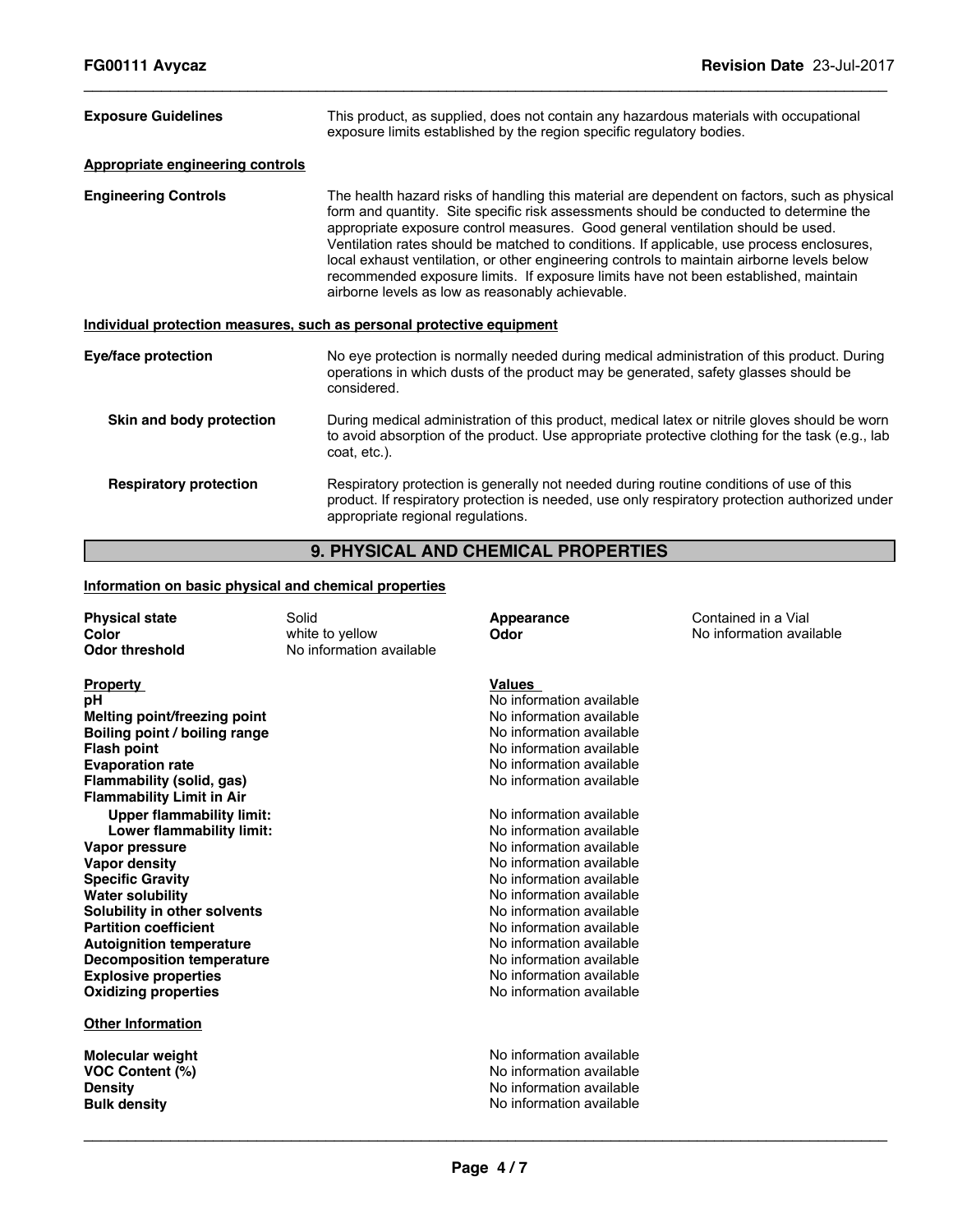| | |
|---|---|
| **Exposure Guidelines** | This product, as supplied, does not contain any hazardous materials with occupational exposure limits established by the region specific regulatory bodies. |

**Appropriate engineering controls**

| | |
|---|---|
| **Engineering Controls** | The health hazard risks of handling this material are dependent on factors, such as physical form and quantity. Site specific risk assessments should be conducted to determine the appropriate exposure control measures. Good general ventilation should be used. Ventilation rates should be matched to conditions. If applicable, use process enclosures, local exhaust ventilation, or other engineering controls to maintain airborne levels below recommended exposure limits. If exposure limits have not been established, maintain airborne levels as low as reasonably achievable. |

**Individual protection measures, such as personal protective equipment**

| | |
|---|---|
| **Eye/face protection** | No eye protection is normally needed during medical administration of this product. During operations in which dusts of the product may be generated, safety glasses should be considered. |
| **Skin and body protection** | During medical administration of this product, medical latex or nitrile gloves should be worn to avoid absorption of the product. Use appropriate protective clothing for the task (e.g., lab coat, etc.). |
| **Respiratory protection** | Respiratory protection is generally not needed during routine conditions of use of this product. If respiratory protection is needed, use only respiratory protection authorized under appropriate regional regulations. |

## 9. PHYSICAL AND CHEMICAL PROPERTIES

**Information on basic physical and chemical properties**

| | | | |
|---|---|---|---|
| **Physical state** | Solid | **Appearance** | Contained in a Vial |
| **Color** | white to yellow | **Odor** | No information available |
| **Odor threshold** | No information available | | |

| **Property** | **Values** |
|---|---|
| **pH** | No information available |
| **Melting point/freezing point** | No information available |
| **Boiling point / boiling range** | No information available |
| **Flash point** | No information available |
| **Evaporation rate** | No information available |
| **Flammability (solid, gas)** | No information available |
| **Flammability Limit in Air** | |
| **Upper flammability limit:** | No information available |
| **Lower flammability limit:** | No information available |
| **Vapor pressure** | No information available |
| **Vapor density** | No information available |
| **Specific Gravity** | No information available |
| **Water solubility** | No information available |
| **Solubility in other solvents** | No information available |
| **Partition coefficient** | No information available |
| **Autoignition temperature** | No information available |
| **Decomposition temperature** | No information available |
| **Explosive properties** | No information available |
| **Oxidizing properties** | No information available |

**Other Information**

| | |
|---|---|
| **Molecular weight** | No information available |
| **VOC Content (%)** | No information available |
| **Density** | No information available |
| **Bulk density** | No information available |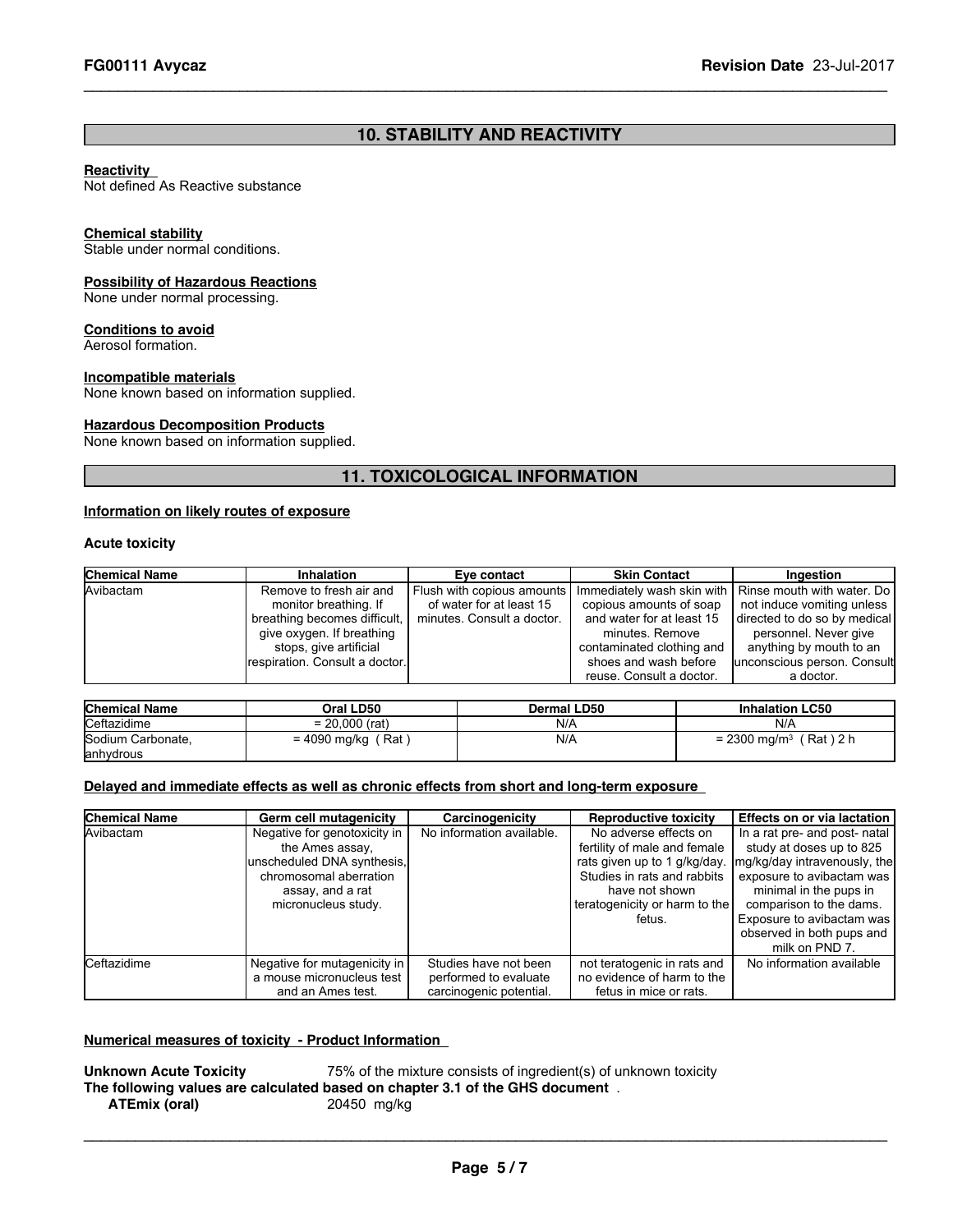## 10. STABILITY AND REACTIVITY

**Reactivity**
Not defined As Reactive substance

**Chemical stability**
Stable under normal conditions.

**Possibility of Hazardous Reactions**
None under normal processing.

**Conditions to avoid**
Aerosol formation.

**Incompatible materials**
None known based on information supplied.

**Hazardous Decomposition Products**
None known based on information supplied.

## 11. TOXICOLOGICAL INFORMATION

**Information on likely routes of exposure**

**Acute toxicity**

| Chemical Name | Inhalation | Eye contact | Skin Contact | Ingestion |
|---|---|---|---|---|
| Avibactam | Remove to fresh air and monitor breathing. If breathing becomes difficult, give oxygen. If breathing stops, give artificial respiration. Consult a doctor. | Flush with copious amounts of water for at least 15 minutes. Consult a doctor. | Immediately wash skin with copious amounts of soap and water for at least 15 minutes. Remove contaminated clothing and shoes and wash before reuse. Consult a doctor. | Rinse mouth with water. Do not induce vomiting unless directed to do so by medical personnel. Never give anything by mouth to an unconscious person. Consult a doctor. |

| Chemical Name | Oral LD50 | Dermal LD50 | Inhalation LC50 |
|---|---|---|---|
| Ceftazidime | = 20,000 (rat) | N/A | N/A |
| Sodium Carbonate, anhydrous | = 4090 mg/kg ( Rat ) | N/A | = 2300 mg/m³ ( Rat ) 2 h |

**Delayed and immediate effects as well as chronic effects from short and long-term exposure**

| Chemical Name | Germ cell mutagenicity | Carcinogenicity | Reproductive toxicity | Effects on or via lactation |
|---|---|---|---|---|
| Avibactam | Negative for genotoxicity in the Ames assay, unscheduled DNA synthesis, chromosomal aberration assay, and a rat micronucleus study. | No information available. | No adverse effects on fertility of male and female rats given up to 1 g/kg/day. Studies in rats and rabbits have not shown teratogenicity or harm to the fetus. | In a rat pre- and post- natal study at doses up to 825 mg/kg/day intravenously, the exposure to avibactam was minimal in the pups in comparison to the dams. Exposure to avibactam was observed in both pups and milk on PND 7. |
| Ceftazidime | Negative for mutagenicity in a mouse micronucleus test and an Ames test. | Studies have not been performed to evaluate carcinogenic potential. | not teratogenic in rats and no evidence of harm to the fetus in mice or rats. | No information available |

**Numerical measures of toxicity - Product Information**

**Unknown Acute Toxicity** 75% of the mixture consists of ingredient(s) of unknown toxicity

**The following values are calculated based on chapter 3.1 of the GHS document** .

**ATEmix (oral)** 20450 mg/kg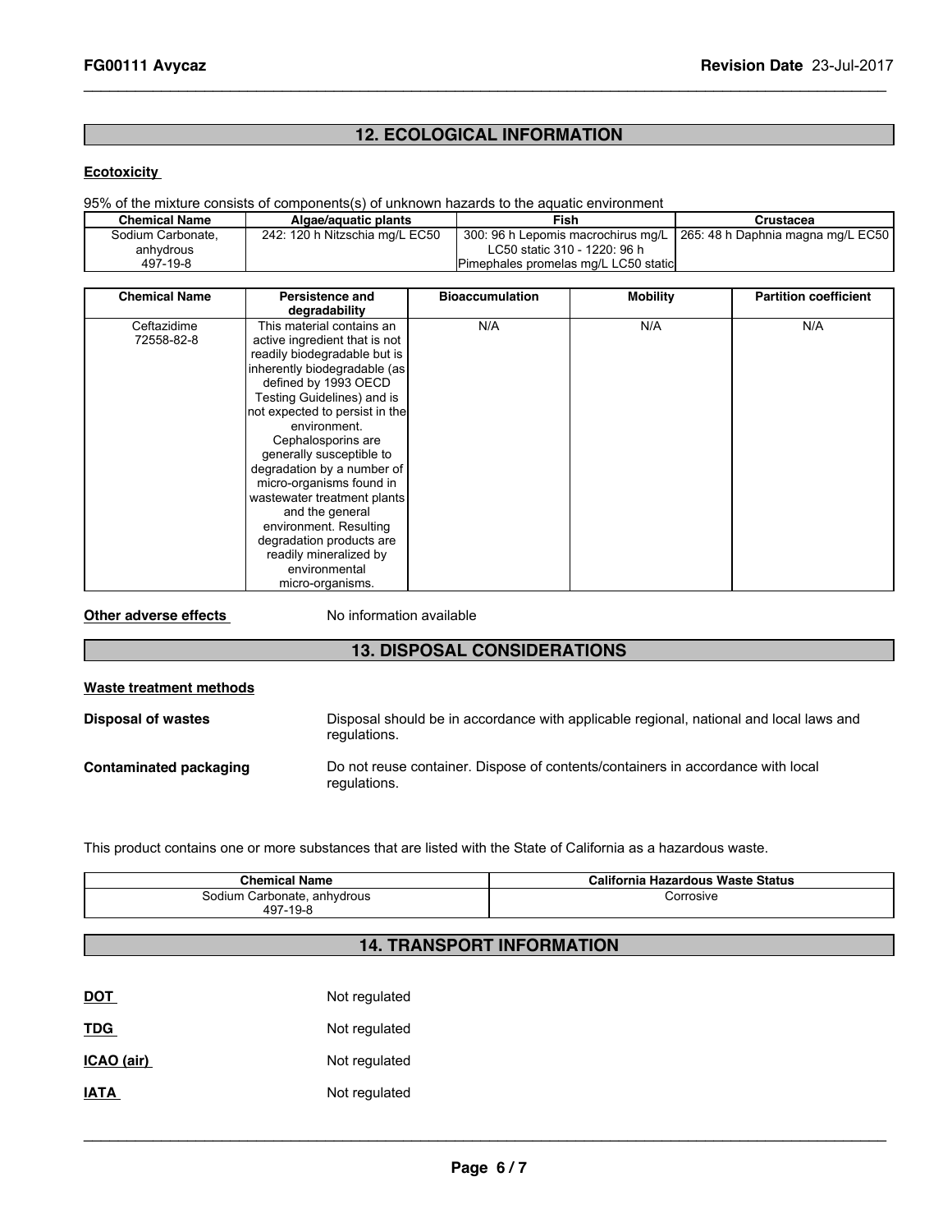## 12. ECOLOGICAL INFORMATION

**Ecotoxicity**

95% of the mixture consists of components(s) of unknown hazards to the aquatic environment

| Chemical Name | Algae/aquatic plants | Fish | Crustacea |
|---|---|---|---|
| Sodium Carbonate, anhydrous 497-19-8 | 242: 120 h Nitzschia mg/L EC50 | 300: 96 h Lepomis macrochirus mg/L LC50 static 310 - 1220: 96 h Pimephales promelas mg/L LC50 static | 265: 48 h Daphnia magna mg/L EC50 |

| Chemical Name | Persistence and degradability | Bioaccumulation | Mobility | Partition coefficient |
|---|---|---|---|---|
| Ceftazidime 72558-82-8 | This material contains an active ingredient that is not readily biodegradable but is inherently biodegradable (as defined by 1993 OECD Testing Guidelines) and is not expected to persist in the environment. Cephalosporins are generally susceptible to degradation by a number of micro-organisms found in wastewater treatment plants and the general environment. Resulting degradation products are readily mineralized by environmental micro-organisms. | N/A | N/A | N/A |

**Other adverse effects** No information available

## 13. DISPOSAL CONSIDERATIONS

**Waste treatment methods**

**Disposal of wastes** Disposal should be in accordance with applicable regional, national and local laws and regulations.

**Contaminated packaging** Do not reuse container. Dispose of contents/containers in accordance with local regulations.

This product contains one or more substances that are listed with the State of California as a hazardous waste.

| Chemical Name | California Hazardous Waste Status |
|---|---|
| Sodium Carbonate, anhydrous 497-19-8 | Corrosive |

## 14. TRANSPORT INFORMATION

**DOT** Not regulated

**TDG** Not regulated

**ICAO (air)** Not regulated

**IATA** Not regulated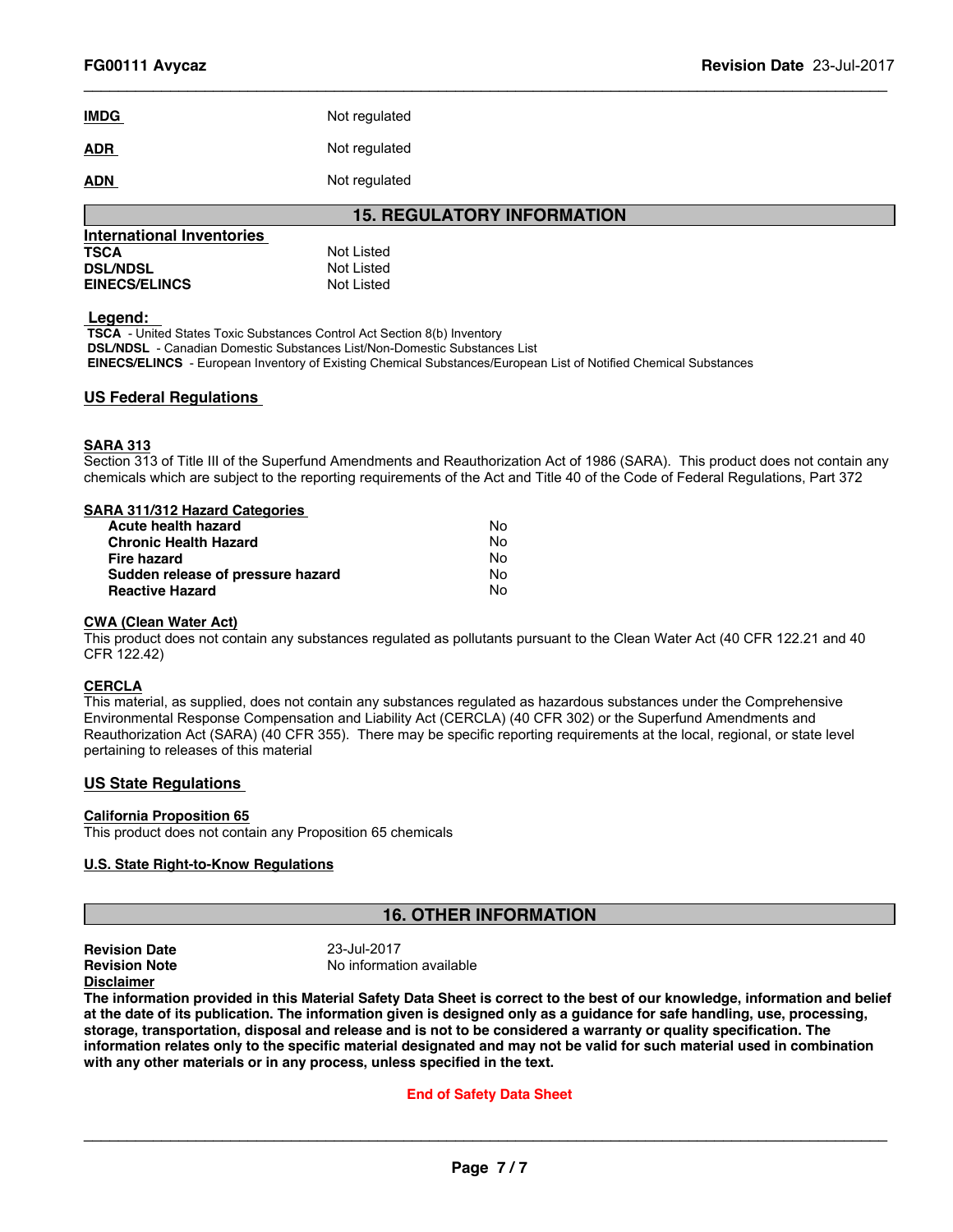| | |
|---|---|
| **IMDG** | Not regulated |
| **ADR** | Not regulated |
| **ADN** | Not regulated |

## 15. REGULATORY INFORMATION

**International Inventories**

| | |
|---|---|
| **TSCA** | Not Listed |
| **DSL/NDSL** | Not Listed |
| **EINECS/ELINCS** | Not Listed |

**Legend:**

**TSCA** - United States Toxic Substances Control Act Section 8(b) Inventory
**DSL/NDSL** - Canadian Domestic Substances List/Non-Domestic Substances List
**EINECS/ELINCS** - European Inventory of Existing Chemical Substances/European List of Notified Chemical Substances

### US Federal Regulations

**SARA 313**

Section 313 of Title III of the Superfund Amendments and Reauthorization Act of 1986 (SARA). This product does not contain any chemicals which are subject to the reporting requirements of the Act and Title 40 of the Code of Federal Regulations, Part 372

**SARA 311/312 Hazard Categories**

| | |
|---|---|
| **Acute health hazard** | No |
| **Chronic Health Hazard** | No |
| **Fire hazard** | No |
| **Sudden release of pressure hazard** | No |
| **Reactive Hazard** | No |

**CWA (Clean Water Act)**

This product does not contain any substances regulated as pollutants pursuant to the Clean Water Act (40 CFR 122.21 and 40 CFR 122.42)

**CERCLA**

This material, as supplied, does not contain any substances regulated as hazardous substances under the Comprehensive Environmental Response Compensation and Liability Act (CERCLA) (40 CFR 302) or the Superfund Amendments and Reauthorization Act (SARA) (40 CFR 355). There may be specific reporting requirements at the local, regional, or state level pertaining to releases of this material

### US State Regulations

**California Proposition 65**

This product does not contain any Proposition 65 chemicals

**U.S. State Right-to-Know Regulations**

## 16. OTHER INFORMATION

| | |
|---|---|
| **Revision Date** | 23-Jul-2017 |
| **Revision Note** | No information available |

**Disclaimer**

**The information provided in this Material Safety Data Sheet is correct to the best of our knowledge, information and belief at the date of its publication. The information given is designed only as a guidance for safe handling, use, processing, storage, transportation, disposal and release and is not to be considered a warranty or quality specification. The information relates only to the specific material designated and may not be valid for such material used in combination with any other materials or in any process, unless specified in the text.**

**End of Safety Data Sheet**